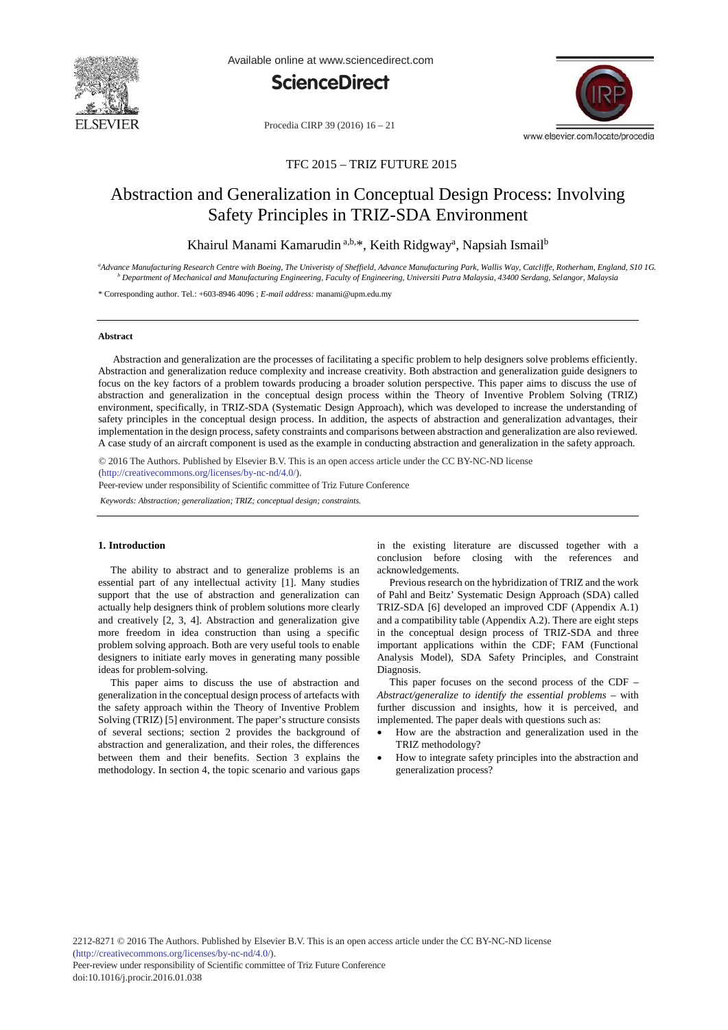# Abstraction and Generalization in Conceptual Design Process: Involving Safety Principles in TRIZ-SDA Environment

Khairul Manami Kamarudin [a,b,*], Keith Ridgway[a], Napsiah Ismail[b]

[a] Advance Manufacturing Research Centre with Boeing, The Univeristy of Sheffield, Advance Manufacturing Park, Wallis Way, Catcliffe, Rotherham, England, S10 1G.
[b] Department of Mechanical and Manufacturing Engineering, Faculty of Engineering, Universiti Putra Malaysia, 43400 Serdang, Selangor, Malaysia

* Corresponding author. Tel.: +603-8946 4096 ; *E-mail address:* manami@upm.edu.my

## Abstract

Abstraction and generalization are the processes of facilitating a specific problem to help designers solve problems efficiently. Abstraction and generalization reduce complexity and increase creativity. Both abstraction and generalization guide designers to focus on the key factors of a problem towards producing a broader solution perspective. This paper aims to discuss the use of abstraction and generalization in the conceptual design process within the Theory of Inventive Problem Solving (TRIZ) environment, specifically, in TRIZ-SDA (Systematic Design Approach), which was developed to increase the understanding of safety principles in the conceptual design process. In addition, the aspects of abstraction and generalization advantages, their implementation in the design process, safety constraints and comparisons between abstraction and generalization are also reviewed. A case study of an aircraft component is used as the example in conducting abstraction and generalization in the safety approach.

© 2016 The Authors. Published by Elsevier B.V. This is an open access article under the CC BY-NC-ND license (http://creativecommons.org/licenses/by-nc-nd/4.0/).
Peer-review under responsibility of Scientific committee of Triz Future Conference

*Keywords: Abstraction; generalization; TRIZ; conceptual design; constraints.*

## 1. Introduction

The ability to abstract and to generalize problems is an essential part of any intellectual activity [1]. Many studies support that the use of abstraction and generalization can actually help designers think of problem solutions more clearly and creatively [2, 3, 4]. Abstraction and generalization give more freedom in idea construction than using a specific problem solving approach. Both are very useful tools to enable designers to initiate early moves in generating many possible ideas for problem-solving.

This paper aims to discuss the use of abstraction and generalization in the conceptual design process of artefacts with the safety approach within the Theory of Inventive Problem Solving (TRIZ) [5] environment. The paper's structure consists of several sections; section 2 provides the background of abstraction and generalization, and their roles, the differences between them and their benefits. Section 3 explains the methodology. In section 4, the topic scenario and various gaps in the existing literature are discussed together with a conclusion before closing with the references and acknowledgements.

Previous research on the hybridization of TRIZ and the work of Pahl and Beitz' Systematic Design Approach (SDA) called TRIZ-SDA [6] developed an improved CDF (Appendix A.1) and a compatibility table (Appendix A.2). There are eight steps in the conceptual design process of TRIZ-SDA and three important applications within the CDF; FAM (Functional Analysis Model), SDA Safety Principles, and Constraint Diagnosis.

This paper focuses on the second process of the CDF – *Abstract/generalize to identify the essential problems* – with further discussion and insights, how it is perceived, and implemented. The paper deals with questions such as:

- How are the abstraction and generalization used in the TRIZ methodology?
- How to integrate safety principles into the abstraction and generalization process?

2212-8271 © 2016 The Authors. Published by Elsevier B.V. This is an open access article under the CC BY-NC-ND license (http://creativecommons.org/licenses/by-nc-nd/4.0/).
Peer-review under responsibility of Scientific committee of Triz Future Conference
doi:10.1016/j.procir.2016.01.038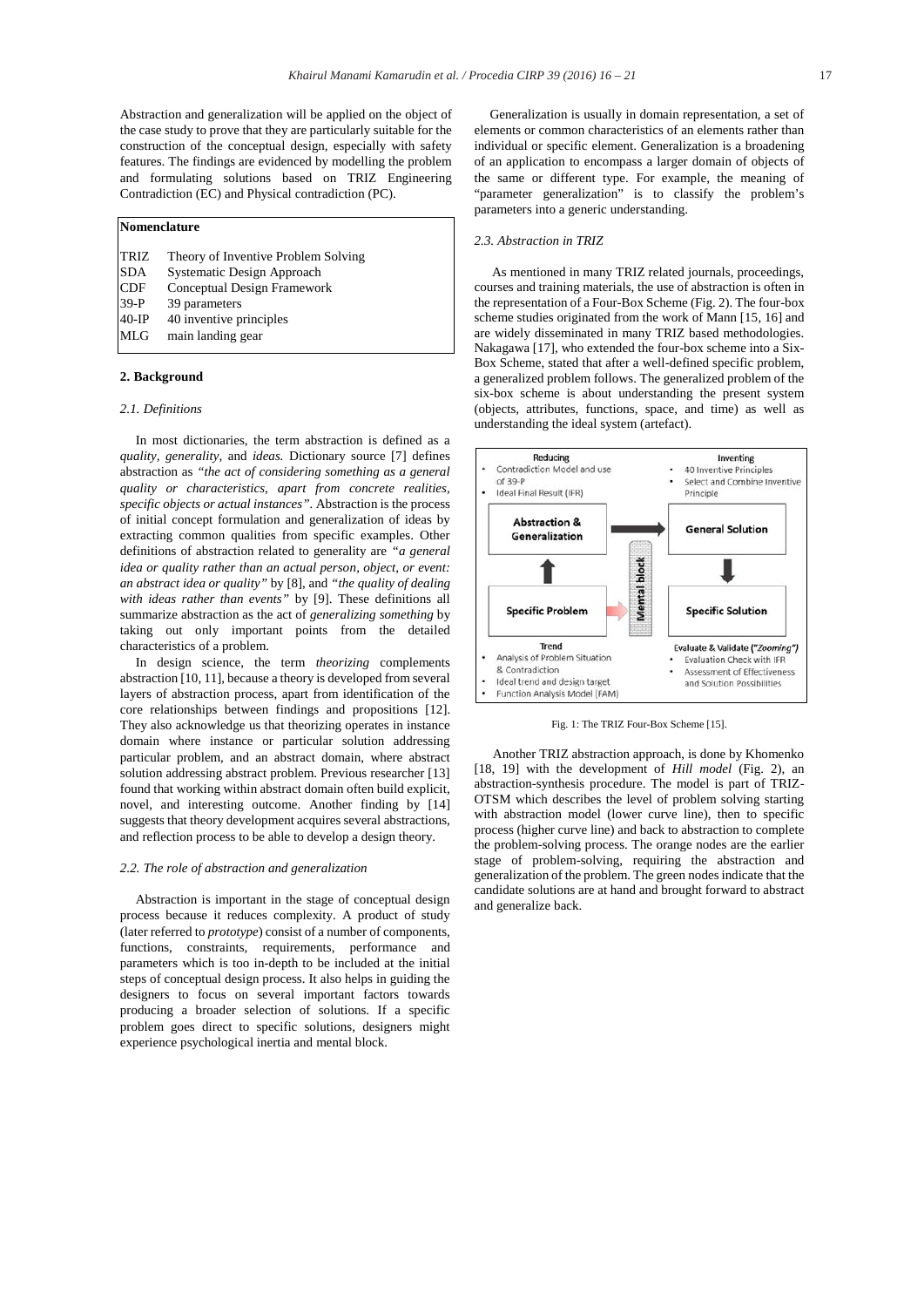Abstraction and generalization will be applied on the object of the case study to prove that they are particularly suitable for the construction of the conceptual design, especially with safety features. The findings are evidenced by modelling the problem and formulating solutions based on TRIZ Engineering Contradiction (EC) and Physical contradiction (PC).

| **Nomenclature** | |
|---|---|
| TRIZ | Theory of Inventive Problem Solving |
| SDA | Systematic Design Approach |
| CDF | Conceptual Design Framework |
| 39-P | 39 parameters |
| 40-IP | 40 inventive principles |
| MLG | main landing gear |

## 2. Background

### 2.1. Definitions

In most dictionaries, the term abstraction is defined as a *quality*, *generality*, and *ideas.* Dictionary source [7] defines abstraction as *"the act of considering something as a general quality or characteristics, apart from concrete realities, specific objects or actual instances"*. Abstraction is the process of initial concept formulation and generalization of ideas by extracting common qualities from specific examples. Other definitions of abstraction related to generality are *"a general idea or quality rather than an actual person, object, or event: an abstract idea or quality"* by [8], and *"the quality of dealing with ideas rather than events"* by [9]. These definitions all summarize abstraction as the act of *generalizing something* by taking out only important points from the detailed characteristics of a problem.

In design science, the term *theorizing* complements abstraction [10, 11], because a theory is developed from several layers of abstraction process, apart from identification of the core relationships between findings and propositions [12]. They also acknowledge us that theorizing operates in instance domain where instance or particular solution addressing particular problem, and an abstract domain, where abstract solution addressing abstract problem. Previous researcher [13] found that working within abstract domain often build explicit, novel, and interesting outcome. Another finding by [14] suggests that theory development acquires several abstractions, and reflection process to be able to develop a design theory.

### 2.2. The role of abstraction and generalization

Abstraction is important in the stage of conceptual design process because it reduces complexity. A product of study (later referred to *prototype*) consist of a number of components, functions, constraints, requirements, performance and parameters which is too in-depth to be included at the initial steps of conceptual design process. It also helps in guiding the designers to focus on several important factors towards producing a broader selection of solutions. If a specific problem goes direct to specific solutions, designers might experience psychological inertia and mental block.

Generalization is usually in domain representation, a set of elements or common characteristics of an elements rather than individual or specific element. Generalization is a broadening of an application to encompass a larger domain of objects of the same or different type. For example, the meaning of "parameter generalization" is to classify the problem's parameters into a generic understanding.

### 2.3. Abstraction in TRIZ

As mentioned in many TRIZ related journals, proceedings, courses and training materials, the use of abstraction is often in the representation of a Four-Box Scheme (Fig. 2). The four-box scheme studies originated from the work of Mann [15, 16] and are widely disseminated in many TRIZ based methodologies. Nakagawa [17], who extended the four-box scheme into a Six-Box Scheme, stated that after a well-defined specific problem, a generalized problem follows. The generalized problem of the six-box scheme is about understanding the present system (objects, attributes, functions, space, and time) as well as understanding the ideal system (artefact).

Reducing
- Contradiction Model and use of 39-P
- Ideal Final Result (IFR)

Inventing
- 40 Inventive Principles
- Select and Combine Inventive Principle

Abstraction & Generalization → General Solution

Mental block

Specific Problem → Specific Solution

Trend
- Analysis of Problem Situation & Contradiction
- Ideal trend and design target
- Function Analysis Model (FAM)

Evaluate & Validate (*"Zooming"*)
- Evaluation Check with IFR
- Assessment of Effectiveness and Solution Possibilities

Fig. 1: The TRIZ Four-Box Scheme [15].

Another TRIZ abstraction approach, is done by Khomenko [18, 19] with the development of *Hill model* (Fig. 2), an abstraction-synthesis procedure. The model is part of TRIZ-OTSM which describes the level of problem solving starting with abstraction model (lower curve line), then to specific process (higher curve line) and back to abstraction to complete the problem-solving process. The orange nodes are the earlier stage of problem-solving, requiring the abstraction and generalization of the problem. The green nodes indicate that the candidate solutions are at hand and brought forward to abstract and generalize back.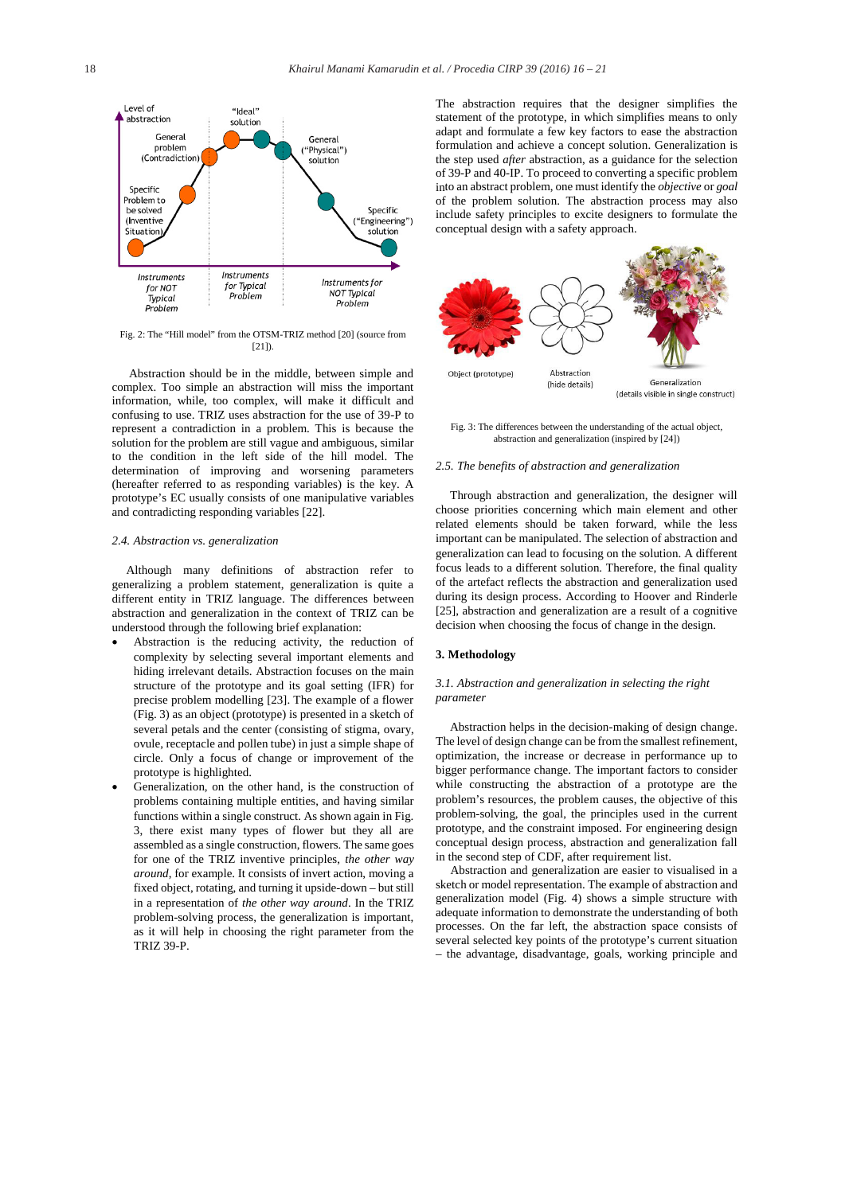Fig. 2: The "Hill model" from the OTSM-TRIZ method [20] (source from [21]).

Abstraction should be in the middle, between simple and complex. Too simple an abstraction will miss the important information, while, too complex, will make it difficult and confusing to use. TRIZ uses abstraction for the use of 39-P to represent a contradiction in a problem. This is because the solution for the problem are still vague and ambiguous, similar to the condition in the left side of the hill model. The determination of improving and worsening parameters (hereafter referred to as responding variables) is the key. A prototype's EC usually consists of one manipulative variables and contradicting responding variables [22].

### 2.4. Abstraction vs. generalization

Although many definitions of abstraction refer to generalizing a problem statement, generalization is quite a different entity in TRIZ language. The differences between abstraction and generalization in the context of TRIZ can be understood through the following brief explanation:

- Abstraction is the reducing activity, the reduction of complexity by selecting several important elements and hiding irrelevant details. Abstraction focuses on the main structure of the prototype and its goal setting (IFR) for precise problem modelling [23]. The example of a flower (Fig. 3) as an object (prototype) is presented in a sketch of several petals and the center (consisting of stigma, ovary, ovule, receptacle and pollen tube) in just a simple shape of circle. Only a focus of change or improvement of the prototype is highlighted.
- Generalization, on the other hand, is the construction of problems containing multiple entities, and having similar functions within a single construct. As shown again in Fig. 3, there exist many types of flower but they all are assembled as a single construction, flowers. The same goes for one of the TRIZ inventive principles, *the other way around*, for example. It consists of invert action, moving a fixed object, rotating, and turning it upside-down – but still in a representation of *the other way around*. In the TRIZ problem-solving process, the generalization is important, as it will help in choosing the right parameter from the TRIZ 39-P.

The abstraction requires that the designer simplifies the statement of the prototype, in which simplifies means to only adapt and formulate a few key factors to ease the abstraction formulation and achieve a concept solution. Generalization is the step used *after* abstraction, as a guidance for the selection of 39-P and 40-IP. To proceed to converting a specific problem into an abstract problem, one must identify the *objective* or *goal* of the problem solution. The abstraction process may also include safety principles to excite designers to formulate the conceptual design with a safety approach.

Fig. 3: The differences between the understanding of the actual object, abstraction and generalization (inspired by [24])

### 2.5. The benefits of abstraction and generalization

Through abstraction and generalization, the designer will choose priorities concerning which main element and other related elements should be taken forward, while the less important can be manipulated. The selection of abstraction and generalization can lead to focusing on the solution. A different focus leads to a different solution. Therefore, the final quality of the artefact reflects the abstraction and generalization used during its design process. According to Hoover and Rinderle [25], abstraction and generalization are a result of a cognitive decision when choosing the focus of change in the design.

## 3. Methodology

### 3.1. Abstraction and generalization in selecting the right parameter

Abstraction helps in the decision-making of design change. The level of design change can be from the smallest refinement, optimization, the increase or decrease in performance up to bigger performance change. The important factors to consider while constructing the abstraction of a prototype are the problem's resources, the problem causes, the objective of this problem-solving, the goal, the principles used in the current prototype, and the constraint imposed. For engineering design conceptual design process, abstraction and generalization fall in the second step of CDF, after requirement list.

Abstraction and generalization are easier to visualised in a sketch or model representation. The example of abstraction and generalization model (Fig. 4) shows a simple structure with adequate information to demonstrate the understanding of both processes. On the far left, the abstraction space consists of several selected key points of the prototype's current situation – the advantage, disadvantage, goals, working principle and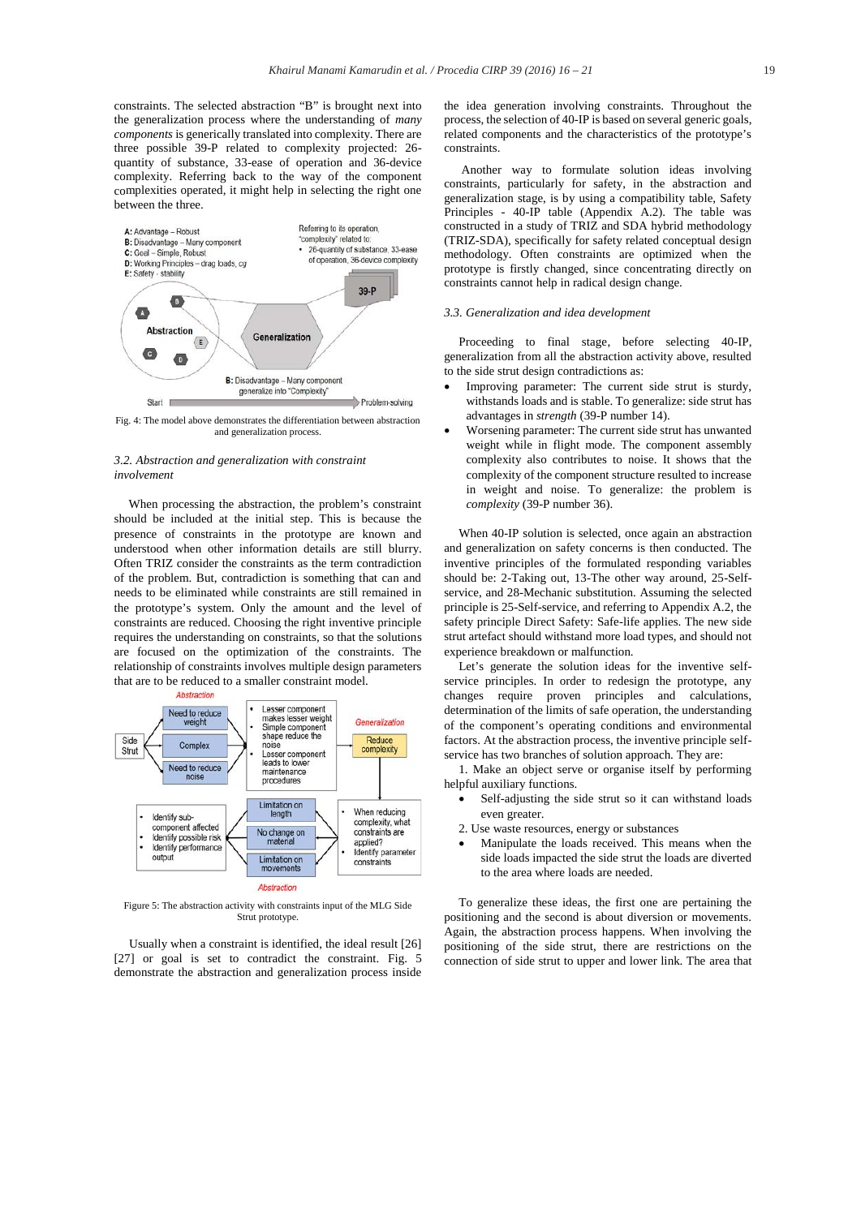constraints. The selected abstraction "B" is brought next into the generalization process where the understanding of *many components* is generically translated into complexity. There are three possible 39-P related to complexity projected: 26-quantity of substance, 33-ease of operation and 36-device complexity. Referring back to the way of the component complexities operated, it might help in selecting the right one between the three.

Fig. 4: The model above demonstrates the differentiation between abstraction and generalization process.

### 3.2. Abstraction and generalization with constraint involvement

When processing the abstraction, the problem's constraint should be included at the initial step. This is because the presence of constraints in the prototype are known and understood when other information details are still blurry. Often TRIZ consider the constraints as the term contradiction of the problem. But, contradiction is something that can and needs to be eliminated while constraints are still remained in the prototype's system. Only the amount and the level of constraints are reduced. Choosing the right inventive principle requires the understanding on constraints, so that the solutions are focused on the optimization of the constraints. The relationship of constraints involves multiple design parameters that are to be reduced to a smaller constraint model.

Figure 5: The abstraction activity with constraints input of the MLG Side Strut prototype.

Usually when a constraint is identified, the ideal result [26] [27] or goal is set to contradict the constraint. Fig. 5 demonstrate the abstraction and generalization process inside the idea generation involving constraints. Throughout the process, the selection of 40-IP is based on several generic goals, related components and the characteristics of the prototype's constraints.

Another way to formulate solution ideas involving constraints, particularly for safety, in the abstraction and generalization stage, is by using a compatibility table, Safety Principles - 40-IP table (Appendix A.2). The table was constructed in a study of TRIZ and SDA hybrid methodology (TRIZ-SDA), specifically for safety related conceptual design methodology. Often constraints are optimized when the prototype is firstly changed, since concentrating directly on constraints cannot help in radical design change.

### 3.3. Generalization and idea development

Proceeding to final stage, before selecting 40-IP, generalization from all the abstraction activity above, resulted to the side strut design contradictions as:

- Improving parameter: The current side strut is sturdy, withstands loads and is stable. To generalize: side strut has advantages in *strength* (39-P number 14).
- Worsening parameter: The current side strut has unwanted weight while in flight mode. The component assembly complexity also contributes to noise. It shows that the complexity of the component structure resulted to increase in weight and noise. To generalize: the problem is *complexity* (39-P number 36).

When 40-IP solution is selected, once again an abstraction and generalization on safety concerns is then conducted. The inventive principles of the formulated responding variables should be: 2-Taking out, 13-The other way around, 25-Self-service, and 28-Mechanic substitution. Assuming the selected principle is 25-Self-service, and referring to Appendix A.2, the safety principle Direct Safety: Safe-life applies. The new side strut artefact should withstand more load types, and should not experience breakdown or malfunction.

Let's generate the solution ideas for the inventive self-service principles. In order to redesign the prototype, any changes require proven principles and calculations, determination of the limits of safe operation, the understanding of the component's operating conditions and environmental factors. At the abstraction process, the inventive principle self-service has two branches of solution approach. They are:

1. Make an object serve or organise itself by performing helpful auxiliary functions.
   - Self-adjusting the side strut so it can withstand loads even greater.
2. Use waste resources, energy or substances
   - Manipulate the loads received. This means when the side loads impacted the side strut the loads are diverted to the area where loads are needed.

To generalize these ideas, the first one are pertaining the positioning and the second is about diversion or movements. Again, the abstraction process happens. When involving the positioning of the side strut, there are restrictions on the connection of side strut to upper and lower link. The area that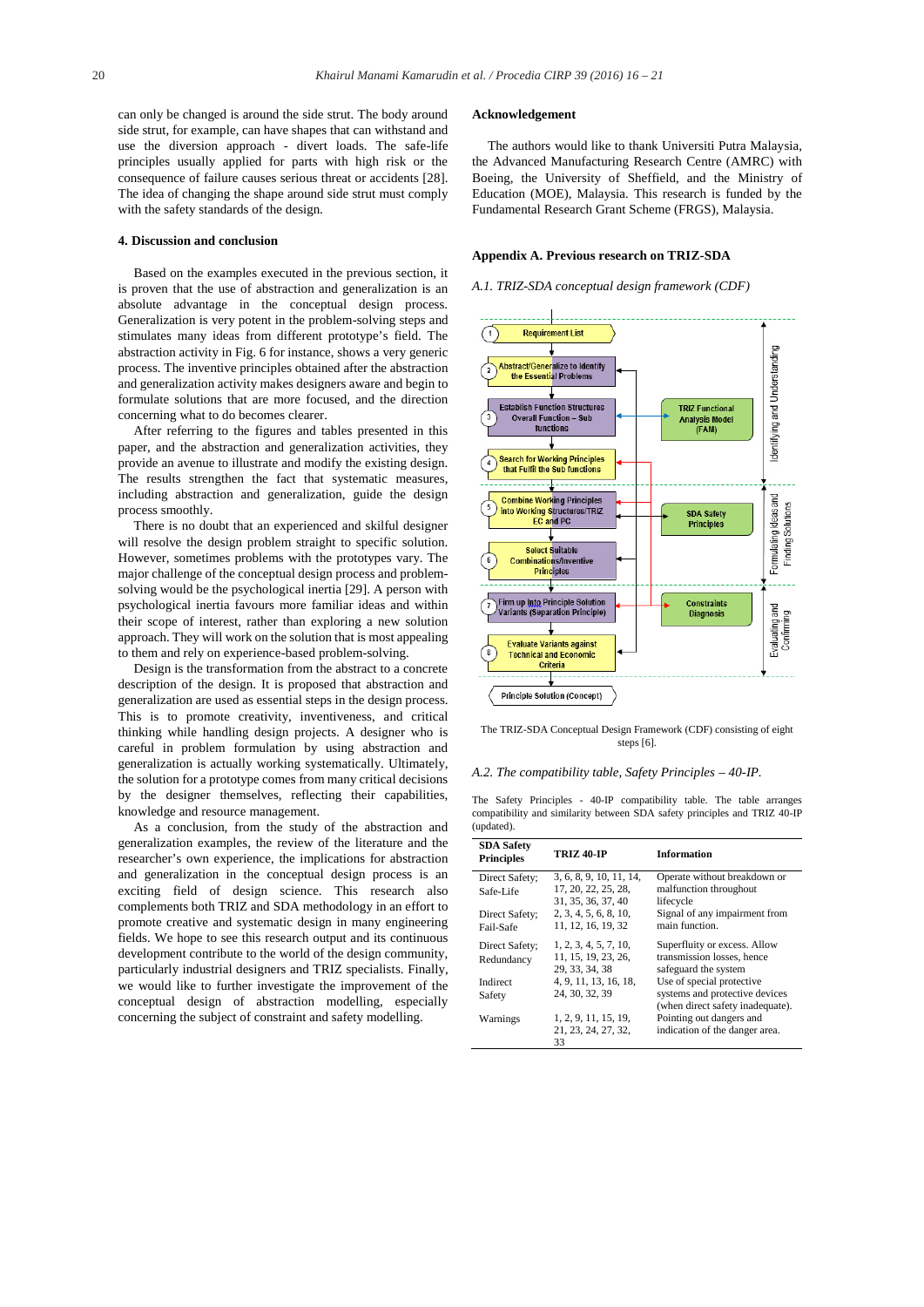can only be changed is around the side strut. The body around side strut, for example, can have shapes that can withstand and use the diversion approach - divert loads. The safe-life principles usually applied for parts with high risk or the consequence of failure causes serious threat or accidents [28]. The idea of changing the shape around side strut must comply with the safety standards of the design.

## 4. Discussion and conclusion

Based on the examples executed in the previous section, it is proven that the use of abstraction and generalization is an absolute advantage in the conceptual design process. Generalization is very potent in the problem-solving steps and stimulates many ideas from different prototype's field. The abstraction activity in Fig. 6 for instance, shows a very generic process. The inventive principles obtained after the abstraction and generalization activity makes designers aware and begin to formulate solutions that are more focused, and the direction concerning what to do becomes clearer.

After referring to the figures and tables presented in this paper, and the abstraction and generalization activities, they provide an avenue to illustrate and modify the existing design. The results strengthen the fact that systematic measures, including abstraction and generalization, guide the design process smoothly.

There is no doubt that an experienced and skilful designer will resolve the design problem straight to specific solution. However, sometimes problems with the prototypes vary. The major challenge of the conceptual design process and problem-solving would be the psychological inertia [29]. A person with psychological inertia favours more familiar ideas and within their scope of interest, rather than exploring a new solution approach. They will work on the solution that is most appealing to them and rely on experience-based problem-solving.

Design is the transformation from the abstract to a concrete description of the design. It is proposed that abstraction and generalization are used as essential steps in the design process. This is to promote creativity, inventiveness, and critical thinking while handling design projects. A designer who is careful in problem formulation by using abstraction and generalization is actually working systematically. Ultimately, the solution for a prototype comes from many critical decisions by the designer themselves, reflecting their capabilities, knowledge and resource management.

As a conclusion, from the study of the abstraction and generalization examples, the review of the literature and the researcher's own experience, the implications for abstraction and generalization in the conceptual design process is an exciting field of design science. This research also complements both TRIZ and SDA methodology in an effort to promote creative and systematic design in many engineering fields. We hope to see this research output and its continuous development contribute to the world of the design community, particularly industrial designers and TRIZ specialists. Finally, we would like to further investigate the improvement of the conceptual design of abstraction modelling, especially concerning the subject of constraint and safety modelling.

## Acknowledgement

The authors would like to thank Universiti Putra Malaysia, the Advanced Manufacturing Research Centre (AMRC) with Boeing, the University of Sheffield, and the Ministry of Education (MOE), Malaysia. This research is funded by the Fundamental Research Grant Scheme (FRGS), Malaysia.

## Appendix A. Previous research on TRIZ-SDA

### *A.1. TRIZ-SDA conceptual design framework (CDF)*

1 Requirement List
2 Abstract/Generalize to Identify the Essential Problems
3 Establish Function Structures Overall Function – Sub functions
4 Search for Working Principles that Fulfil the Sub functions
5 Combine Working Principles into Working Structures/TRIZ EC and PC
6 Select Suitable Combinations/Inventive Principles
7 Firm up Into Principle Solution Variants (Separation Principle)
8 Evaluate Variants against Technical and Economic Criteria
Principle Solution (Concept)
TRIZ Functional Analysis Model (FAM)
SDA Safety Principles
Constraints Diagnosis
Identifying and Understanding
Formulating ideas and Finding Solutions
Evaluating and Confirming

The TRIZ-SDA Conceptual Design Framework (CDF) consisting of eight steps [6].

### *A.2. The compatibility table, Safety Principles – 40-IP.*

The Safety Principles - 40-IP compatibility table. The table arranges compatibility and similarity between SDA safety principles and TRIZ 40-IP (updated).

| SDA Safety Principles | TRIZ 40-IP | Information |
|---|---|---|
| Direct Safety; Safe-Life | 3, 6, 8, 9, 10, 11, 14, 17, 20, 22, 25, 28, 31, 35, 36, 37, 40 | Operate without breakdown or malfunction throughout lifecycle |
| Direct Safety; Fail-Safe | 2, 3, 4, 5, 6, 8, 10, 11, 12, 16, 19, 32 | Signal of any impairment from main function. |
| Direct Safety; Redundancy | 1, 2, 3, 4, 5, 7, 10, 11, 15, 19, 23, 26, 29, 33, 34, 38 | Superfluity or excess. Allow transmission losses, hence safeguard the system |
| Indirect Safety | 4, 9, 11, 13, 16, 18, 24, 30, 32, 39 | Use of special protective systems and protective devices (when direct safety inadequate). |
| Warnings | 1, 2, 9, 11, 15, 19, 21, 23, 24, 27, 32, 33 | Pointing out dangers and indication of the danger area. |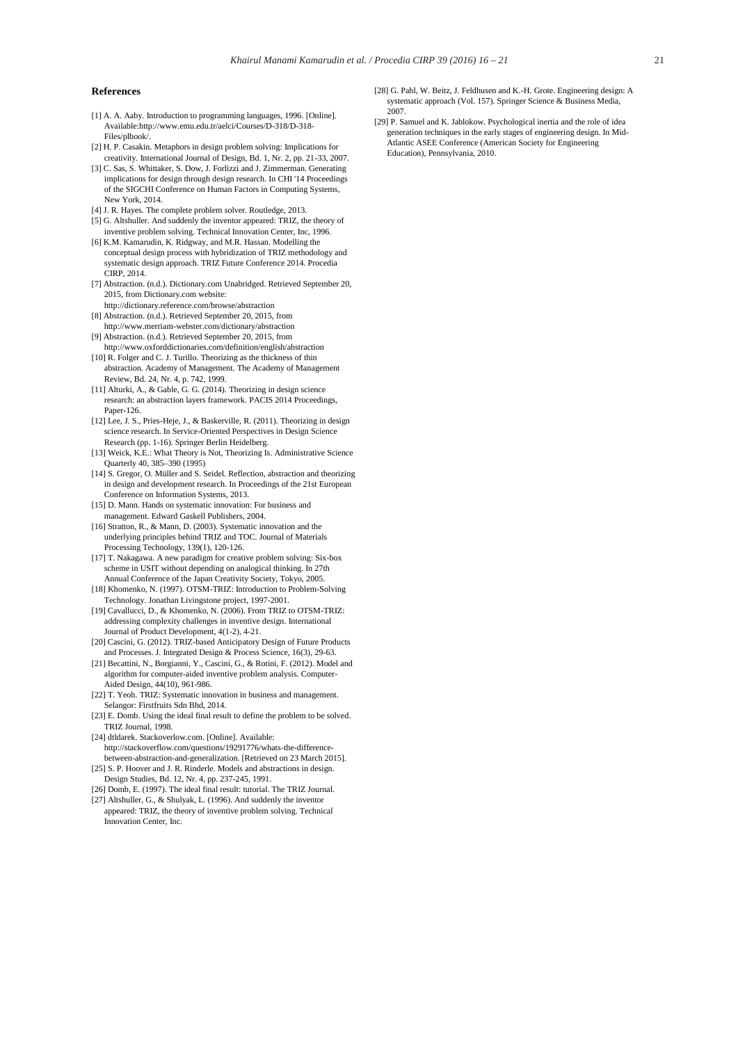## References

[1] A. A. Aaby. Introduction to programming languages, 1996. [Online]. Available:http://www.emu.edu.tr/aelci/Courses/D-318/D-318-Files/plbook/.

[2] H. P. Casakin. Metaphors in design problem solving: Implications for creativity. International Journal of Design, Bd. 1, Nr. 2, pp. 21-33, 2007.

[3] C. Sas, S. Whittaker, S. Dow, J. Forlizzi and J. Zimmerman. Generating implications for design through design research. In CHI '14 Proceedings of the SIGCHI Conference on Human Factors in Computing Systems, New York, 2014.

[4] J. R. Hayes. The complete problem solver. Routledge, 2013.

[5] G. Altshuller. And suddenly the inventor appeared: TRIZ, the theory of inventive problem solving. Technical Innovation Center, Inc, 1996.

[6] K.M. Kamarudin, K. Ridgway, and M.R. Hassan. Modelling the conceptual design process with hybridization of TRIZ methodology and systematic design approach. TRIZ Future Conference 2014. Procedia CIRP, 2014.

[7] Abstraction. (n.d.). Dictionary.com Unabridged. Retrieved September 20, 2015, from Dictionary.com website: http://dictionary.reference.com/browse/abstraction

[8] Abstraction. (n.d.). Retrieved September 20, 2015, from http://www.merriam-webster.com/dictionary/abstraction

[9] Abstraction. (n.d.). Retrieved September 20, 2015, from http://www.oxforddictionaries.com/definition/english/abstraction

[10] R. Folger and C. J. Turillo. Theorizing as the thickness of thin abstraction. Academy of Management. The Academy of Management Review, Bd. 24, Nr. 4, p. 742, 1999.

[11] Alturki, A., & Gable, G. G. (2014). Theorizing in design science research: an abstraction layers framework. PACIS 2014 Proceedings, Paper-126.

[12] Lee, J. S., Pries-Heje, J., & Baskerville, R. (2011). Theorizing in design science research. In Service-Oriented Perspectives in Design Science Research (pp. 1-16). Springer Berlin Heidelberg.

[13] Weick, K.E.: What Theory is Not, Theorizing Is. Administrative Science Quarterly 40, 385–390 (1995)

[14] S. Gregor, O. Müller and S. Seidel. Reflection, abstraction and theorizing in design and development research. In Proceedings of the 21st European Conference on Information Systems, 2013.

[15] D. Mann. Hands on systematic innovation: For business and management. Edward Gaskell Publishers, 2004.

[16] Stratton, R., & Mann, D. (2003). Systematic innovation and the underlying principles behind TRIZ and TOC. Journal of Materials Processing Technology, 139(1), 120-126.

[17] T. Nakagawa. A new paradigm for creative problem solving: Six-box scheme in USIT without depending on analogical thinking. In 27th Annual Conference of the Japan Creativity Society, Tokyo, 2005.

[18] Khomenko, N. (1997). OTSM-TRIZ: Introduction to Problem-Solving Technology. Jonathan Livingstone project, 1997-2001.

[19] Cavallucci, D., & Khomenko, N. (2006). From TRIZ to OTSM-TRIZ: addressing complexity challenges in inventive design. International Journal of Product Development, 4(1-2), 4-21.

[20] Cascini, G. (2012). TRIZ-based Anticipatory Design of Future Products and Processes. J. Integrated Design & Process Science, 16(3), 29-63.

[21] Becattini, N., Borgianni, Y., Cascini, G., & Rotini, F. (2012). Model and algorithm for computer-aided inventive problem analysis. Computer-Aided Design, 44(10), 961-986.

[22] T. Yeoh. TRIZ: Systematic innovation in business and management. Selangor: Firstfruits Sdn Bhd, 2014.

[23] E. Domb. Using the ideal final result to define the problem to be solved. TRIZ Journal, 1998.

[24] dtldarek. Stackoverlow.com. [Online]. Available: http://stackoverflow.com/questions/19291776/whats-the-difference-between-abstraction-and-generalization. [Retrieved on 23 March 2015].

[25] S. P. Hoover and J. R. Rinderle. Models and abstractions in design. Design Studies, Bd. 12, Nr. 4, pp. 237-245, 1991.

[26] Domb, E. (1997). The ideal final result: tutorial. The TRIZ Journal.

[27] Altshuller, G., & Shulyak, L. (1996). And suddenly the inventor appeared: TRIZ, the theory of inventive problem solving. Technical Innovation Center, Inc.

[28] G. Pahl, W. Beitz, J. Feldhusen and K.-H. Grote. Engineering design: A systematic approach (Vol. 157). Springer Science & Business Media, 2007.

[29] P. Samuel and K. Jablokow. Psychological inertia and the role of idea generation techniques in the early stages of engineering design. In Mid-Atlantic ASEE Conference (American Society for Engineering Education), Pennsylvania, 2010.